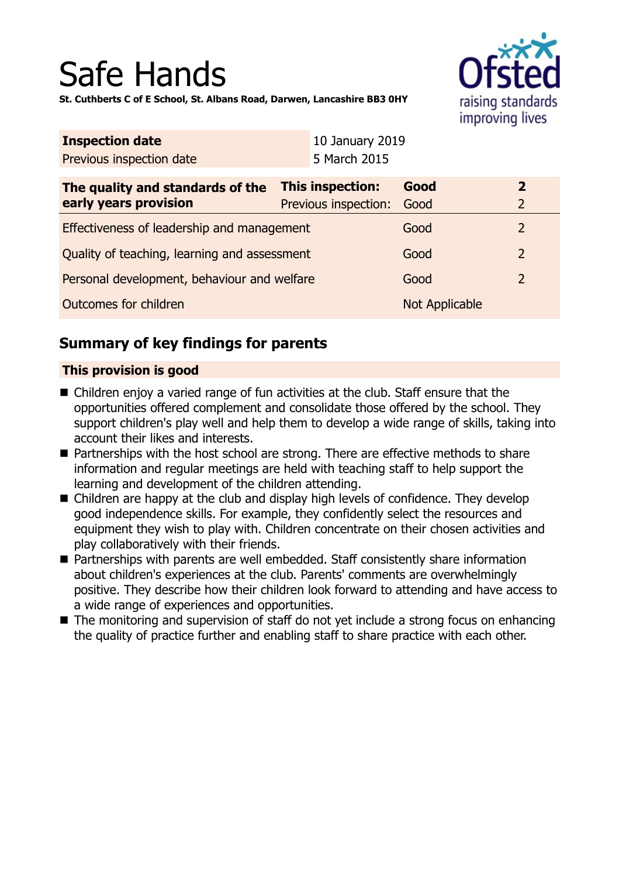# Safe Hands

**St. Cuthberts C of E School, St. Albans Road, Darwen, Lancashire BB3 0HY**

| **Inspection date** | 10 January 2019 |
|---|---|
| Previous inspection date | 5 March 2015 |

| **The quality and standards of the early years provision** | **This inspection:** | **Good** | **2** |
|---|---|---|---|
| | Previous inspection: | Good | 2 |
| Effectiveness of leadership and management | | Good | 2 |
| Quality of teaching, learning and assessment | | Good | 2 |
| Personal development, behaviour and welfare | | Good | 2 |
| Outcomes for children | | Not Applicable | |

## Summary of key findings for parents

**This provision is good**

- Children enjoy a varied range of fun activities at the club. Staff ensure that the opportunities offered complement and consolidate those offered by the school. They support children's play well and help them to develop a wide range of skills, taking into account their likes and interests.
- Partnerships with the host school are strong. There are effective methods to share information and regular meetings are held with teaching staff to help support the learning and development of the children attending.
- Children are happy at the club and display high levels of confidence. They develop good independence skills. For example, they confidently select the resources and equipment they wish to play with. Children concentrate on their chosen activities and play collaboratively with their friends.
- Partnerships with parents are well embedded. Staff consistently share information about children's experiences at the club. Parents' comments are overwhelmingly positive. They describe how their children look forward to attending and have access to a wide range of experiences and opportunities.
- The monitoring and supervision of staff do not yet include a strong focus on enhancing the quality of practice further and enabling staff to share practice with each other.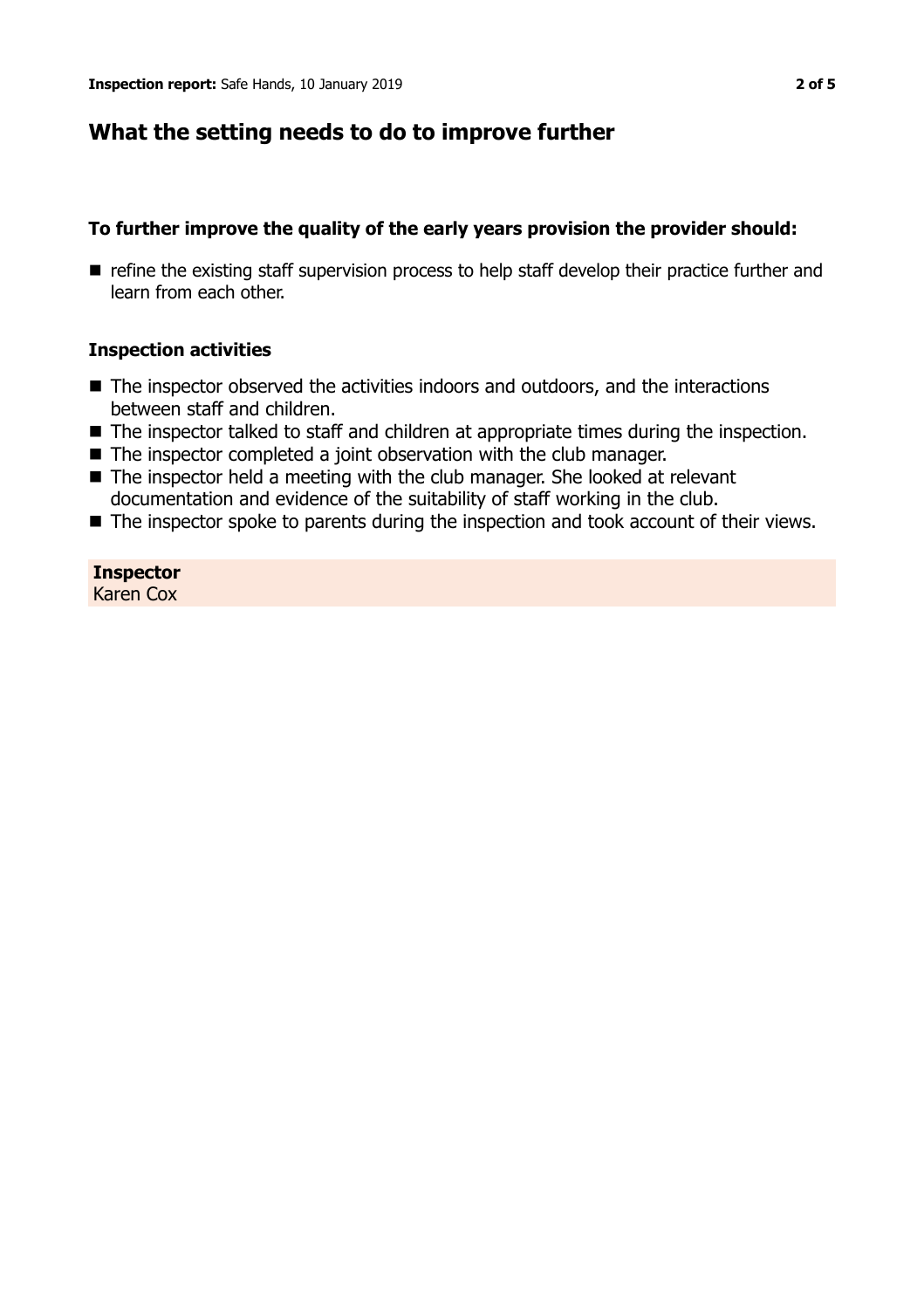## What the setting needs to do to improve further

### To further improve the quality of the early years provision the provider should:

- refine the existing staff supervision process to help staff develop their practice further and learn from each other.

### Inspection activities

- The inspector observed the activities indoors and outdoors, and the interactions between staff and children.
- The inspector talked to staff and children at appropriate times during the inspection.
- The inspector completed a joint observation with the club manager.
- The inspector held a meeting with the club manager. She looked at relevant documentation and evidence of the suitability of staff working in the club.
- The inspector spoke to parents during the inspection and took account of their views.

**Inspector**
Karen Cox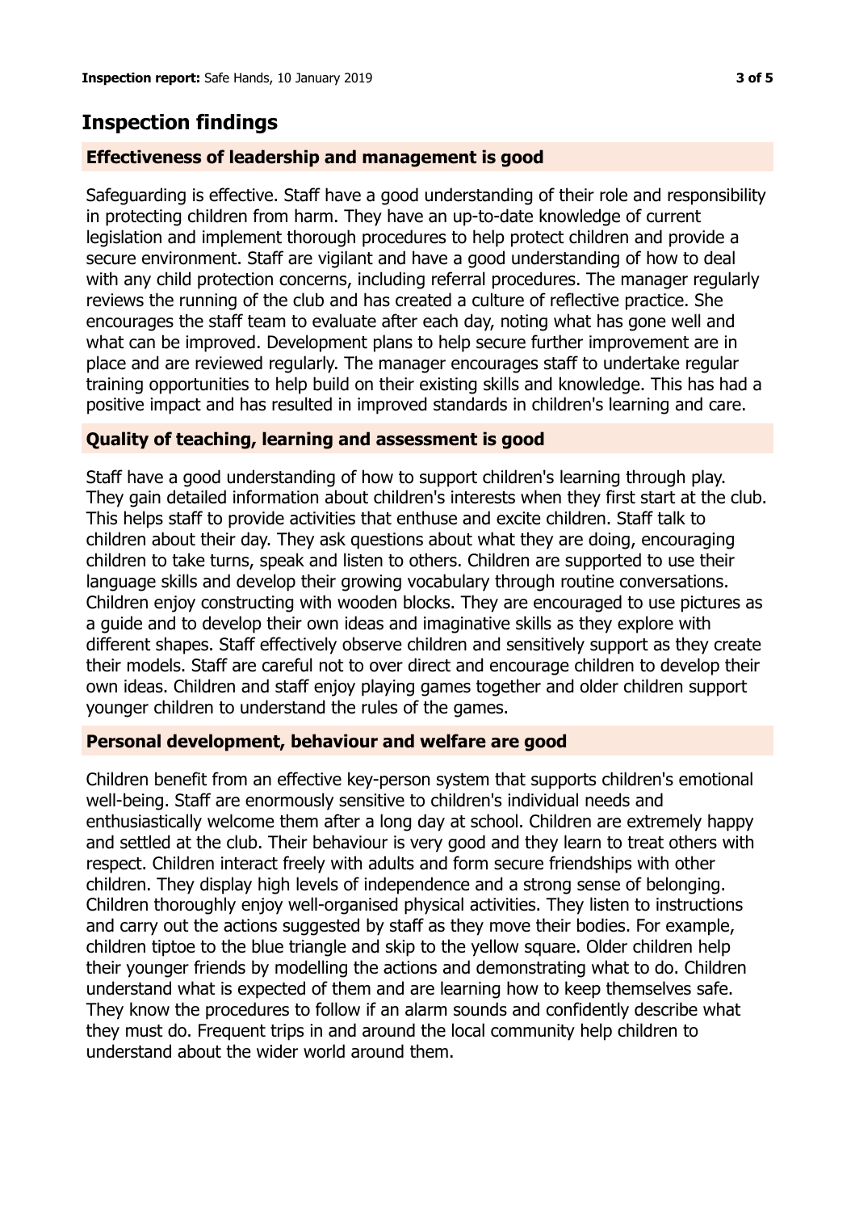## Inspection findings

### Effectiveness of leadership and management is good

Safeguarding is effective. Staff have a good understanding of their role and responsibility in protecting children from harm. They have an up-to-date knowledge of current legislation and implement thorough procedures to help protect children and provide a secure environment. Staff are vigilant and have a good understanding of how to deal with any child protection concerns, including referral procedures. The manager regularly reviews the running of the club and has created a culture of reflective practice. She encourages the staff team to evaluate after each day, noting what has gone well and what can be improved. Development plans to help secure further improvement are in place and are reviewed regularly. The manager encourages staff to undertake regular training opportunities to help build on their existing skills and knowledge. This has had a positive impact and has resulted in improved standards in children's learning and care.

### Quality of teaching, learning and assessment is good

Staff have a good understanding of how to support children's learning through play. They gain detailed information about children's interests when they first start at the club. This helps staff to provide activities that enthuse and excite children. Staff talk to children about their day. They ask questions about what they are doing, encouraging children to take turns, speak and listen to others. Children are supported to use their language skills and develop their growing vocabulary through routine conversations. Children enjoy constructing with wooden blocks. They are encouraged to use pictures as a guide and to develop their own ideas and imaginative skills as they explore with different shapes. Staff effectively observe children and sensitively support as they create their models. Staff are careful not to over direct and encourage children to develop their own ideas. Children and staff enjoy playing games together and older children support younger children to understand the rules of the games.

### Personal development, behaviour and welfare are good

Children benefit from an effective key-person system that supports children's emotional well-being. Staff are enormously sensitive to children's individual needs and enthusiastically welcome them after a long day at school. Children are extremely happy and settled at the club. Their behaviour is very good and they learn to treat others with respect. Children interact freely with adults and form secure friendships with other children. They display high levels of independence and a strong sense of belonging. Children thoroughly enjoy well-organised physical activities. They listen to instructions and carry out the actions suggested by staff as they move their bodies. For example, children tiptoe to the blue triangle and skip to the yellow square. Older children help their younger friends by modelling the actions and demonstrating what to do. Children understand what is expected of them and are learning how to keep themselves safe. They know the procedures to follow if an alarm sounds and confidently describe what they must do. Frequent trips in and around the local community help children to understand about the wider world around them.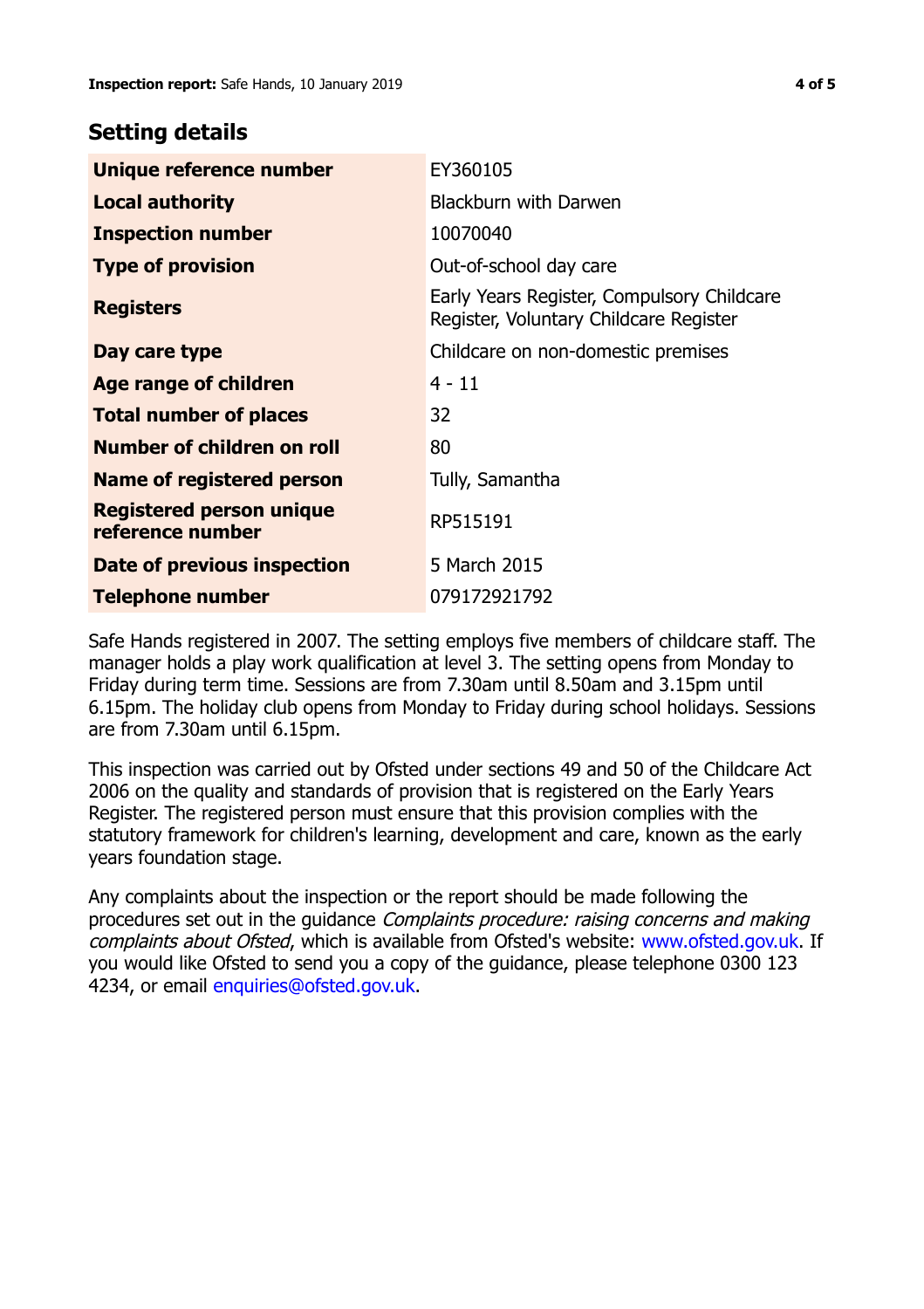## Setting details

| | |
|---|---|
| **Unique reference number** | EY360105 |
| **Local authority** | Blackburn with Darwen |
| **Inspection number** | 10070040 |
| **Type of provision** | Out-of-school day care |
| **Registers** | Early Years Register, Compulsory Childcare Register, Voluntary Childcare Register |
| **Day care type** | Childcare on non-domestic premises |
| **Age range of children** | 4 - 11 |
| **Total number of places** | 32 |
| **Number of children on roll** | 80 |
| **Name of registered person** | Tully, Samantha |
| **Registered person unique reference number** | RP515191 |
| **Date of previous inspection** | 5 March 2015 |
| **Telephone number** | 079172921792 |

Safe Hands registered in 2007. The setting employs five members of childcare staff. The manager holds a play work qualification at level 3. The setting opens from Monday to Friday during term time. Sessions are from 7.30am until 8.50am and 3.15pm until 6.15pm. The holiday club opens from Monday to Friday during school holidays. Sessions are from 7.30am until 6.15pm.

This inspection was carried out by Ofsted under sections 49 and 50 of the Childcare Act 2006 on the quality and standards of provision that is registered on the Early Years Register. The registered person must ensure that this provision complies with the statutory framework for children's learning, development and care, known as the early years foundation stage.

Any complaints about the inspection or the report should be made following the procedures set out in the guidance *Complaints procedure: raising concerns and making complaints about Ofsted*, which is available from Ofsted's website: www.ofsted.gov.uk. If you would like Ofsted to send you a copy of the guidance, please telephone 0300 123 4234, or email enquiries@ofsted.gov.uk.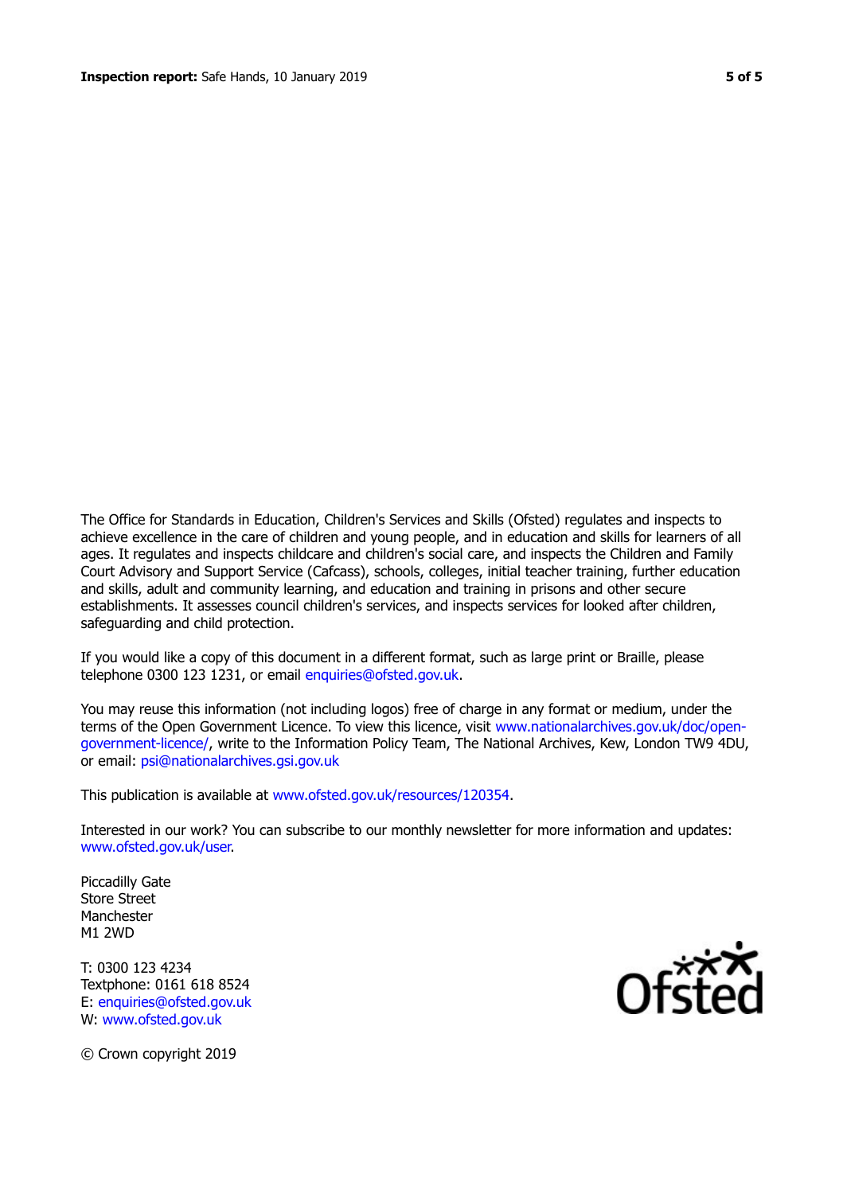The Office for Standards in Education, Children's Services and Skills (Ofsted) regulates and inspects to achieve excellence in the care of children and young people, and in education and skills for learners of all ages. It regulates and inspects childcare and children's social care, and inspects the Children and Family Court Advisory and Support Service (Cafcass), schools, colleges, initial teacher training, further education and skills, adult and community learning, and education and training in prisons and other secure establishments. It assesses council children's services, and inspects services for looked after children, safeguarding and child protection.

If you would like a copy of this document in a different format, such as large print or Braille, please telephone 0300 123 1231, or email enquiries@ofsted.gov.uk.

You may reuse this information (not including logos) free of charge in any format or medium, under the terms of the Open Government Licence. To view this licence, visit www.nationalarchives.gov.uk/doc/open-government-licence/, write to the Information Policy Team, The National Archives, Kew, London TW9 4DU, or email: psi@nationalarchives.gsi.gov.uk

This publication is available at www.ofsted.gov.uk/resources/120354.

Interested in our work? You can subscribe to our monthly newsletter for more information and updates: www.ofsted.gov.uk/user.

Piccadilly Gate
Store Street
Manchester
M1 2WD

T: 0300 123 4234
Textphone: 0161 618 8524
E: enquiries@ofsted.gov.uk
W: www.ofsted.gov.uk

© Crown copyright 2019